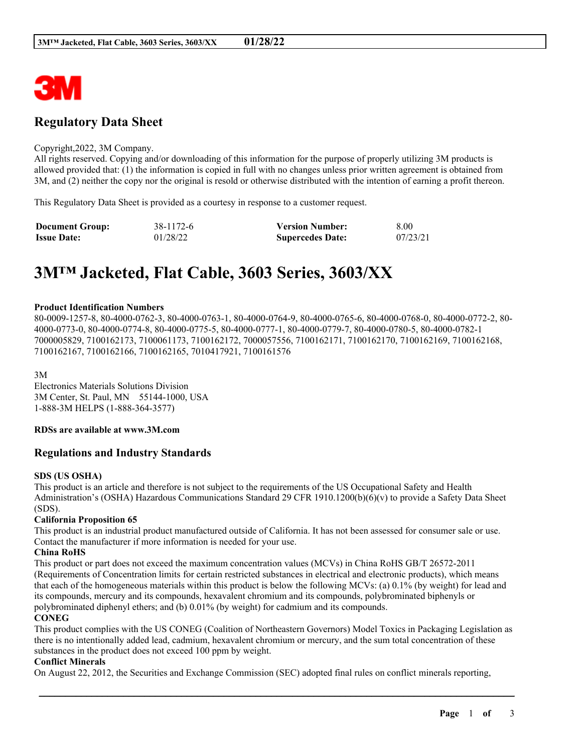## Regulatory Data Sheet

Copyright,2022, 3M Company.
All rights reserved. Copying and/or downloading of this information for the purpose of properly utilizing 3M products is allowed provided that: (1) the information is copied in full with no changes unless prior written agreement is obtained from 3M, and (2) neither the copy nor the original is resold or otherwise distributed with the intention of earning a profit thereon.

This Regulatory Data Sheet is provided as a courtesy in response to a customer request.

| **Document Group:** | 38-1172-6 | **Version Number:** | 8.00 |
|---|---|---|---|
| **Issue Date:** | 01/28/22 | **Supercedes Date:** | 07/23/21 |

# 3M™ Jacketed, Flat Cable, 3603 Series, 3603/XX

**Product Identification Numbers**
80-0009-1257-8, 80-4000-0762-3, 80-4000-0763-1, 80-4000-0764-9, 80-4000-0765-6, 80-4000-0768-0, 80-4000-0772-2, 80-4000-0773-0, 80-4000-0774-8, 80-4000-0775-5, 80-4000-0777-1, 80-4000-0779-7, 80-4000-0780-5, 80-4000-0782-1
7000005829, 7100162173, 7100061173, 7100162172, 7000057556, 7100162171, 7100162170, 7100162169, 7100162168, 7100162167, 7100162166, 7100162165, 7010417921, 7100161576

3M
Electronics Materials Solutions Division
3M Center, St. Paul, MN 55144-1000, USA
1-888-3M HELPS (1-888-364-3577)

**RDSs are available at www.3M.com**

## Regulations and Industry Standards

**SDS (US OSHA)**
This product is an article and therefore is not subject to the requirements of the US Occupational Safety and Health Administration's (OSHA) Hazardous Communications Standard 29 CFR 1910.1200(b)(6)(v) to provide a Safety Data Sheet (SDS).

**California Proposition 65**
This product is an industrial product manufactured outside of California. It has not been assessed for consumer sale or use. Contact the manufacturer if more information is needed for your use.

**China RoHS**
This product or part does not exceed the maximum concentration values (MCVs) in China RoHS GB/T 26572-2011 (Requirements of Concentration limits for certain restricted substances in electrical and electronic products), which means that each of the homogeneous materials within this product is below the following MCVs: (a) 0.1% (by weight) for lead and its compounds, mercury and its compounds, hexavalent chromium and its compounds, polybrominated biphenyls or polybrominated diphenyl ethers; and (b) 0.01% (by weight) for cadmium and its compounds.

**CONEG**
This product complies with the US CONEG (Coalition of Northeastern Governors) Model Toxics in Packaging Legislation as there is no intentionally added lead, cadmium, hexavalent chromium or mercury, and the sum total concentration of these substances in the product does not exceed 100 ppm by weight.

**Conflict Minerals**
On August 22, 2012, the Securities and Exchange Commission (SEC) adopted final rules on conflict minerals reporting,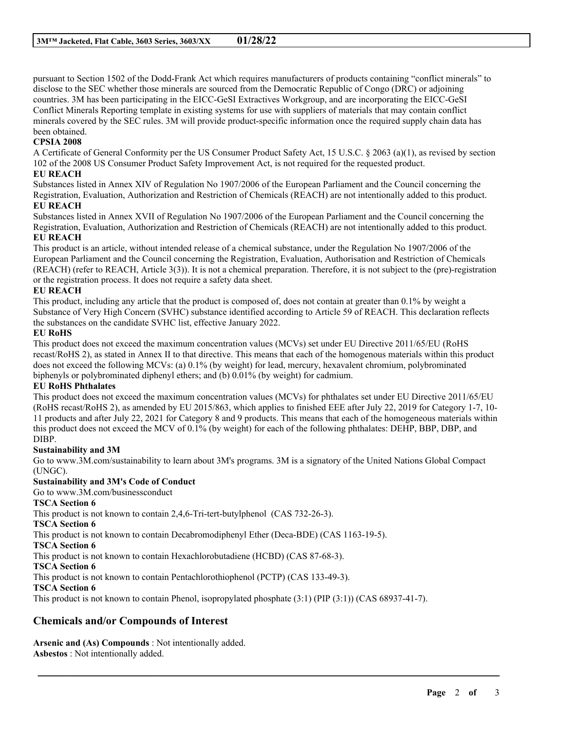pursuant to Section 1502 of the Dodd-Frank Act which requires manufacturers of products containing "conflict minerals" to disclose to the SEC whether those minerals are sourced from the Democratic Republic of Congo (DRC) or adjoining countries. 3M has been participating in the EICC-GeSI Extractives Workgroup, and are incorporating the EICC-GeSI Conflict Minerals Reporting template in existing systems for use with suppliers of materials that may contain conflict minerals covered by the SEC rules. 3M will provide product-specific information once the required supply chain data has been obtained.

**CPSIA 2008**

A Certificate of General Conformity per the US Consumer Product Safety Act, 15 U.S.C. § 2063 (a)(1), as revised by section 102 of the 2008 US Consumer Product Safety Improvement Act, is not required for the requested product.

**EU REACH**

Substances listed in Annex XIV of Regulation No 1907/2006 of the European Parliament and the Council concerning the Registration, Evaluation, Authorization and Restriction of Chemicals (REACH) are not intentionally added to this product.

**EU REACH**

Substances listed in Annex XVII of Regulation No 1907/2006 of the European Parliament and the Council concerning the Registration, Evaluation, Authorization and Restriction of Chemicals (REACH) are not intentionally added to this product.

**EU REACH**

This product is an article, without intended release of a chemical substance, under the Regulation No 1907/2006 of the European Parliament and the Council concerning the Registration, Evaluation, Authorisation and Restriction of Chemicals (REACH) (refer to REACH, Article 3(3)). It is not a chemical preparation. Therefore, it is not subject to the (pre)-registration or the registration process. It does not require a safety data sheet.

**EU REACH**

This product, including any article that the product is composed of, does not contain at greater than 0.1% by weight a Substance of Very High Concern (SVHC) substance identified according to Article 59 of REACH. This declaration reflects the substances on the candidate SVHC list, effective January 2022.

**EU RoHS**

This product does not exceed the maximum concentration values (MCVs) set under EU Directive 2011/65/EU (RoHS recast/RoHS 2), as stated in Annex II to that directive. This means that each of the homogenous materials within this product does not exceed the following MCVs: (a) 0.1% (by weight) for lead, mercury, hexavalent chromium, polybrominated biphenyls or polybrominated diphenyl ethers; and (b) 0.01% (by weight) for cadmium.

**EU RoHS Phthalates**

This product does not exceed the maximum concentration values (MCVs) for phthalates set under EU Directive 2011/65/EU (RoHS recast/RoHS 2), as amended by EU 2015/863, which applies to finished EEE after July 22, 2019 for Category 1-7, 10-11 products and after July 22, 2021 for Category 8 and 9 products. This means that each of the homogeneous materials within this product does not exceed the MCV of 0.1% (by weight) for each of the following phthalates: DEHP, BBP, DBP, and DIBP.

**Sustainability and 3M**

Go to www.3M.com/sustainability to learn about 3M's programs. 3M is a signatory of the United Nations Global Compact (UNGC).

**Sustainability and 3M's Code of Conduct**

Go to www.3M.com/businessconduct

**TSCA Section 6**

This product is not known to contain 2,4,6-Tri-tert-butylphenol (CAS 732-26-3).

**TSCA Section 6**

This product is not known to contain Decabromodiphenyl Ether (Deca-BDE) (CAS 1163-19-5).

**TSCA Section 6**

This product is not known to contain Hexachlorobutadiene (HCBD) (CAS 87-68-3).

**TSCA Section 6**

This product is not known to contain Pentachlorothiophenol (PCTP) (CAS 133-49-3).

**TSCA Section 6**

This product is not known to contain Phenol, isopropylated phosphate (3:1) (PIP (3:1)) (CAS 68937-41-7).

## Chemicals and/or Compounds of Interest

**Arsenic and (As) Compounds** : Not intentionally added.
**Asbestos** : Not intentionally added.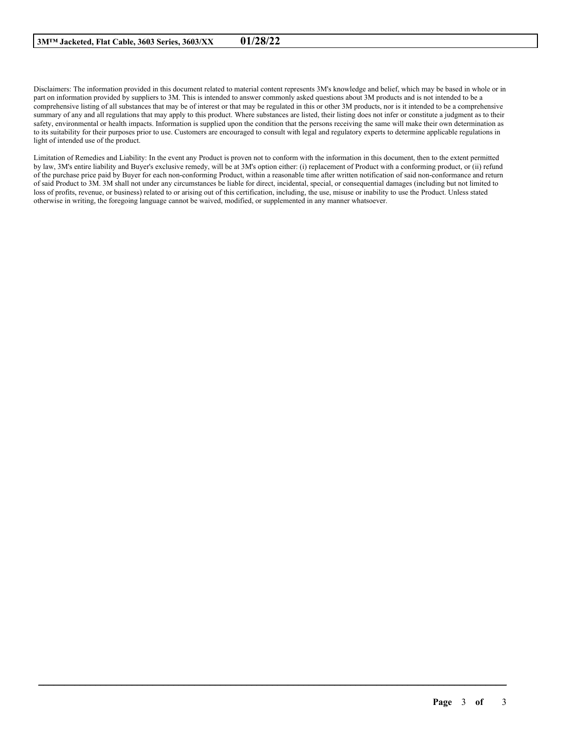Disclaimers: The information provided in this document related to material content represents 3M's knowledge and belief, which may be based in whole or in part on information provided by suppliers to 3M. This is intended to answer commonly asked questions about 3M products and is not intended to be a comprehensive listing of all substances that may be of interest or that may be regulated in this or other 3M products, nor is it intended to be a comprehensive summary of any and all regulations that may apply to this product. Where substances are listed, their listing does not infer or constitute a judgment as to their safety, environmental or health impacts. Information is supplied upon the condition that the persons receiving the same will make their own determination as to its suitability for their purposes prior to use. Customers are encouraged to consult with legal and regulatory experts to determine applicable regulations in light of intended use of the product.

Limitation of Remedies and Liability: In the event any Product is proven not to conform with the information in this document, then to the extent permitted by law, 3M's entire liability and Buyer's exclusive remedy, will be at 3M's option either: (i) replacement of Product with a conforming product, or (ii) refund of the purchase price paid by Buyer for each non-conforming Product, within a reasonable time after written notification of said non-conformance and return of said Product to 3M. 3M shall not under any circumstances be liable for direct, incidental, special, or consequential damages (including but not limited to loss of profits, revenue, or business) related to or arising out of this certification, including, the use, misuse or inability to use the Product. Unless stated otherwise in writing, the foregoing language cannot be waived, modified, or supplemented in any manner whatsoever.